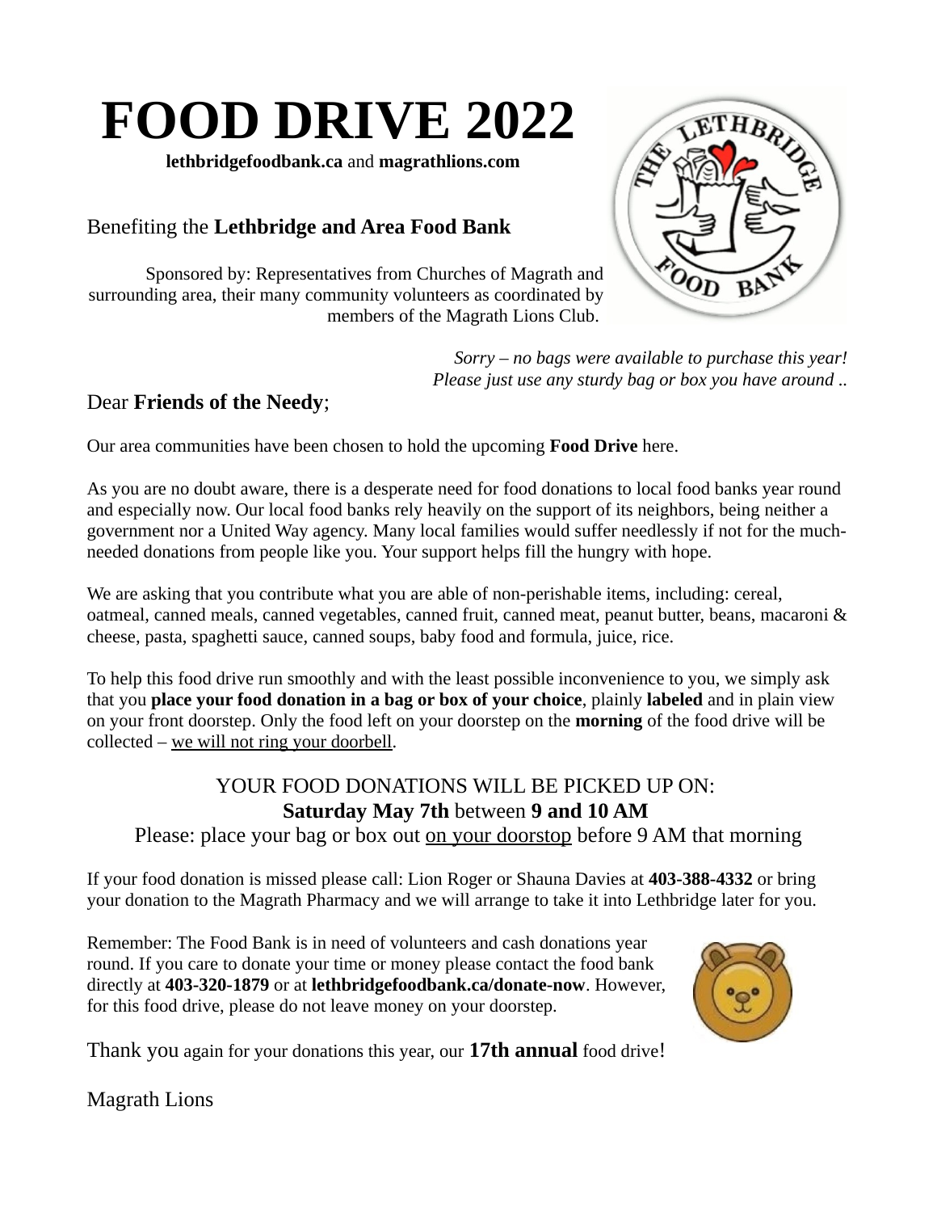# FOOD DRIVE 2022

**lethbridgefoodbank.ca** and **magrathlions.com**

Benefiting the **Lethbridge and Area Food Bank**

Sponsored by: Representatives from Churches of Magrath and surrounding area, their many community volunteers as coordinated by members of the Magrath Lions Club.

*Sorry – no bags were available to purchase this year! Please just use any sturdy bag or box you have around ..*

Dear **Friends of the Needy**;

Our area communities have been chosen to hold the upcoming **Food Drive** here.

As you are no doubt aware, there is a desperate need for food donations to local food banks year round and especially now. Our local food banks rely heavily on the support of its neighbors, being neither a government nor a United Way agency. Many local families would suffer needlessly if not for the much-needed donations from people like you. Your support helps fill the hungry with hope.

We are asking that you contribute what you are able of non-perishable items, including: cereal, oatmeal, canned meals, canned vegetables, canned fruit, canned meat, peanut butter, beans, macaroni & cheese, pasta, spaghetti sauce, canned soups, baby food and formula, juice, rice.

To help this food drive run smoothly and with the least possible inconvenience to you, we simply ask that you **place your food donation in a bag or box of your choice**, plainly **labeled** and in plain view on your front doorstep. Only the food left on your doorstep on the **morning** of the food drive will be collected – we will not ring your doorbell.

YOUR FOOD DONATIONS WILL BE PICKED UP ON:
**Saturday May 7th** between **9 and 10 AM**
Please: place your bag or box out on your doorstep before 9 AM that morning

If your food donation is missed please call: Lion Roger or Shauna Davies at **403-388-4332** or bring your donation to the Magrath Pharmacy and we will arrange to take it into Lethbridge later for you.

Remember: The Food Bank is in need of volunteers and cash donations year round. If you care to donate your time or money please contact the food bank directly at **403-320-1879** or at **lethbridgefoodbank.ca/donate-now**. However, for this food drive, please do not leave money on your doorstep.

Thank you again for your donations this year, our **17th annual** food drive!

Magrath Lions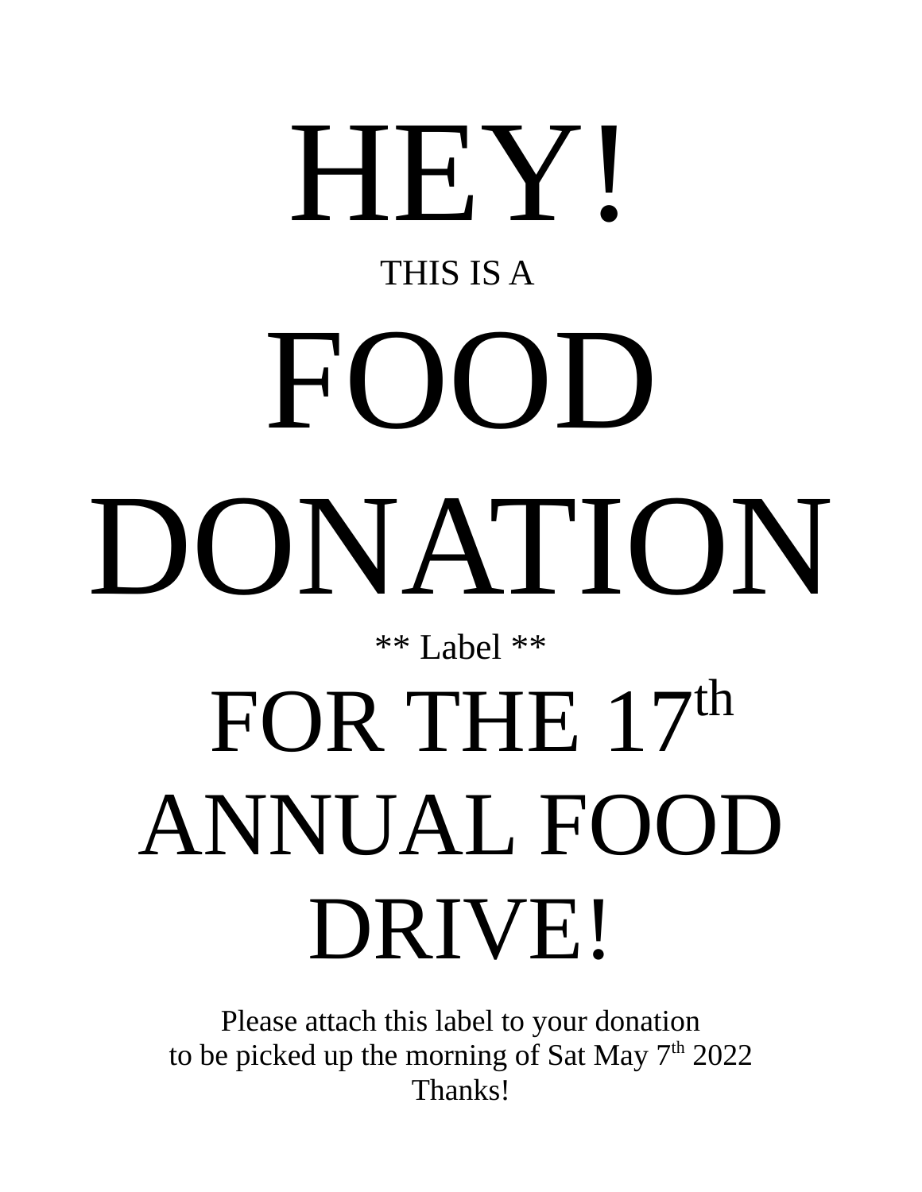# HEY!

THIS IS A

# FOOD DONATION

** Label **

# FOR THE 17th ANNUAL FOOD DRIVE!

Please attach this label to your donation
to be picked up the morning of Sat May 7th 2022
Thanks!